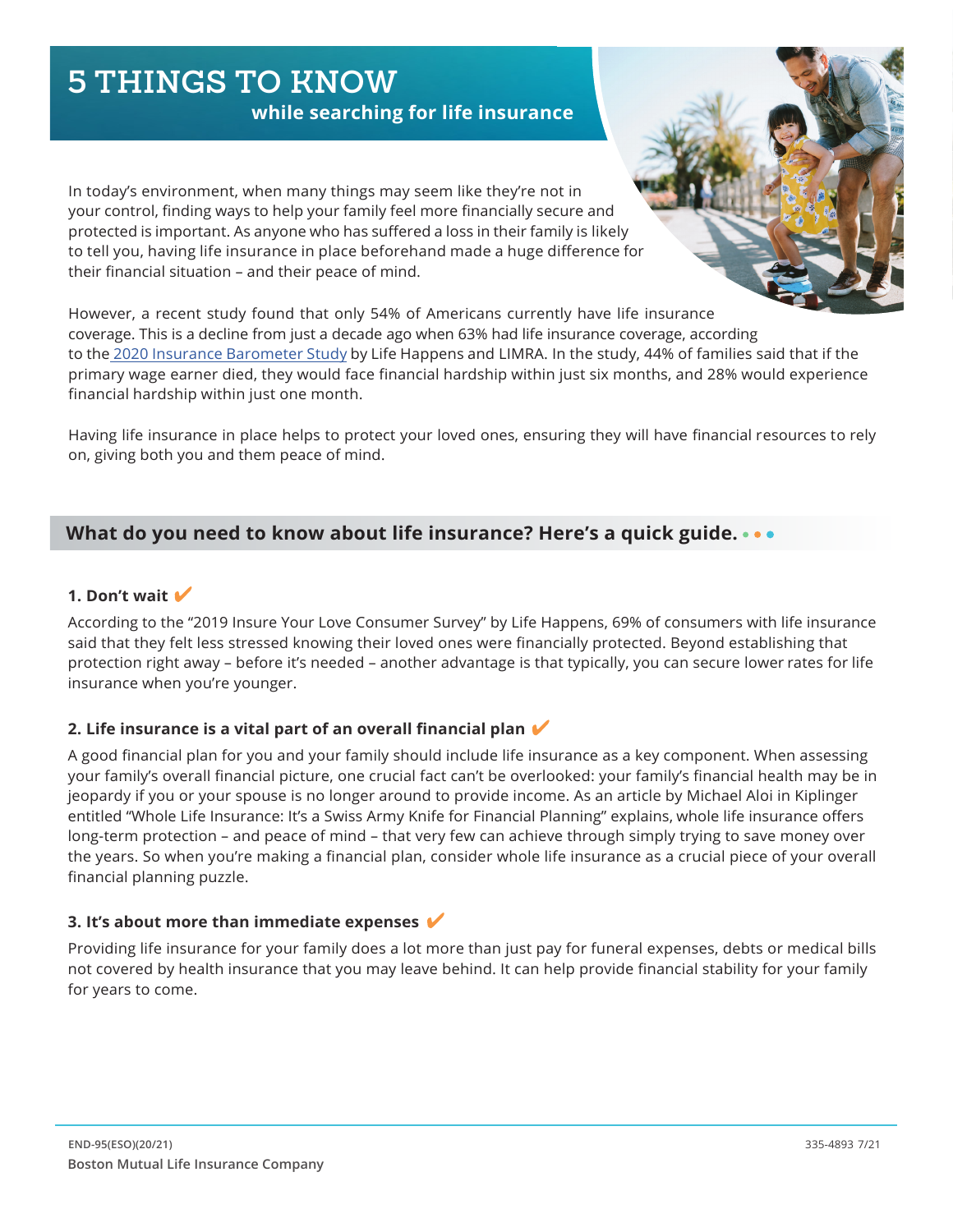# 5 THINGS TO KNOW

**while searching for life insurance**

In today's environment, when many things may seem like they're not in your control, finding ways to help your family feel more financially secure and protected is important. As anyone who has suffered a loss in their family is likely to tell you, having life insurance in place beforehand made a huge difference for their financial situation – and their peace of mind.

However, a recent study found that only 54% of Americans currently have life insurance coverage. This is a decline from just a decade ago when 63% had life insurance coverage, according to the 2020 Insurance Barometer Study by Life Happens and LIMRA. In the study, 44% of families said that if the primary wage earner died, they would face financial hardship within just six months, and 28% would experience financial hardship within just one month.

Having life insurance in place helps to protect your loved ones, ensuring they will have financial resources to rely on, giving both you and them peace of mind.

## What do you need to know about life insurance? Here's a quick guide.

### 1. Don't wait ✔

According to the "2019 Insure Your Love Consumer Survey" by Life Happens, 69% of consumers with life insurance said that they felt less stressed knowing their loved ones were financially protected. Beyond establishing that protection right away – before it's needed – another advantage is that typically, you can secure lower rates for life insurance when you're younger.

### 2. Life insurance is a vital part of an overall financial plan ✔

A good financial plan for you and your family should include life insurance as a key component. When assessing your family's overall financial picture, one crucial fact can't be overlooked: your family's financial health may be in jeopardy if you or your spouse is no longer around to provide income. As an article by Michael Aloi in Kiplinger entitled "Whole Life Insurance: It's a Swiss Army Knife for Financial Planning" explains, whole life insurance offers long-term protection – and peace of mind – that very few can achieve through simply trying to save money over the years. So when you're making a financial plan, consider whole life insurance as a crucial piece of your overall financial planning puzzle.

### 3. It's about more than immediate expenses ✔

Providing life insurance for your family does a lot more than just pay for funeral expenses, debts or medical bills not covered by health insurance that you may leave behind. It can help provide financial stability for your family for years to come.

END-95(ESO)(20/21) 335-4893 7/21

Boston Mutual Life Insurance Company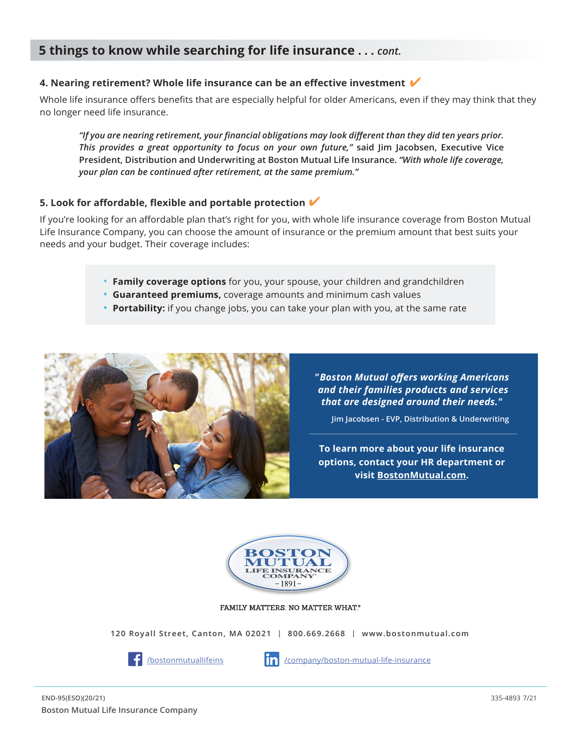## 5 things to know while searching for life insurance . . . *cont.*

### 4. Nearing retirement? Whole life insurance can be an effective investment ✔

Whole life insurance offers benefits that are especially helpful for older Americans, even if they may think that they no longer need life insurance.

> *"If you are nearing retirement, your financial obligations may look different than they did ten years prior. This provides a great opportunity to focus on your own future,"* **said Jim Jacobsen, Executive Vice President, Distribution and Underwriting at Boston Mutual Life Insurance.** *"With whole life coverage, your plan can be continued after retirement, at the same premium."*

### 5. Look for affordable, flexible and portable protection ✔

If you're looking for an affordable plan that's right for you, with whole life insurance coverage from Boston Mutual Life Insurance Company, you can choose the amount of insurance or the premium amount that best suits your needs and your budget. Their coverage includes:

- **Family coverage options** for you, your spouse, your children and grandchildren
- **Guaranteed premiums,** coverage amounts and minimum cash values
- **Portability:** if you change jobs, you can take your plan with you, at the same rate

***"Boston Mutual offers working Americans and their families products and services that are designed around their needs."***

Jim Jacobsen - EVP, Distribution & Underwriting

**To learn more about your life insurance options, contact your HR department or visit BostonMutual.com.**

BOSTON MUTUAL LIFE INSURANCE COMPANY – 1891 –

FAMILY MATTERS. NO MATTER WHAT.®

120 Royall Street, Canton, MA 02021 | 800.669.2668 | www.bostonmutual.com

/bostonmutuallifeins

/company/boston-mutual-life-insurance

END-95(ESO)(20/21)

Boston Mutual Life Insurance Company

335-4893 7/21